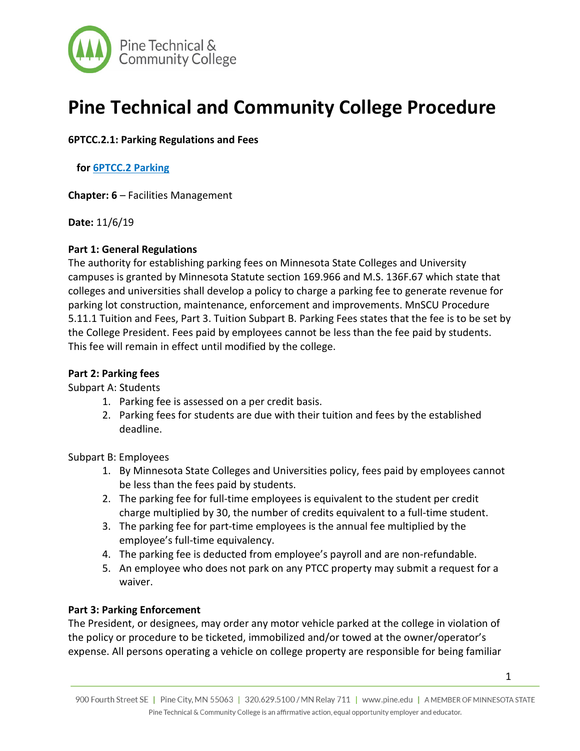# Pine Technical and Community College Procedure

**6PTCC.2.1: Parking Regulations and Fees**

**for [6PTCC.2 Parking]**

**Chapter: 6** – Facilities Management

**Date:** 11/6/19

**Part 1: General Regulations**

The authority for establishing parking fees on Minnesota State Colleges and University campuses is granted by Minnesota Statute section 169.966 and M.S. 136F.67 which state that colleges and universities shall develop a policy to charge a parking fee to generate revenue for parking lot construction, maintenance, enforcement and improvements. MnSCU Procedure 5.11.1 Tuition and Fees, Part 3. Tuition Subpart B. Parking Fees states that the fee is to be set by the College President. Fees paid by employees cannot be less than the fee paid by students. This fee will remain in effect until modified by the college.

**Part 2: Parking fees**

Subpart A: Students

1. Parking fee is assessed on a per credit basis.
2. Parking fees for students are due with their tuition and fees by the established deadline.

Subpart B: Employees

1. By Minnesota State Colleges and Universities policy, fees paid by employees cannot be less than the fees paid by students.
2. The parking fee for full-time employees is equivalent to the student per credit charge multiplied by 30, the number of credits equivalent to a full-time student.
3. The parking fee for part-time employees is the annual fee multiplied by the employee's full-time equivalency.
4. The parking fee is deducted from employee's payroll and are non-refundable.
5. An employee who does not park on any PTCC property may submit a request for a waiver.

**Part 3: Parking Enforcement**

The President, or designees, may order any motor vehicle parked at the college in violation of the policy or procedure to be ticketed, immobilized and/or towed at the owner/operator's expense. All persons operating a vehicle on college property are responsible for being familiar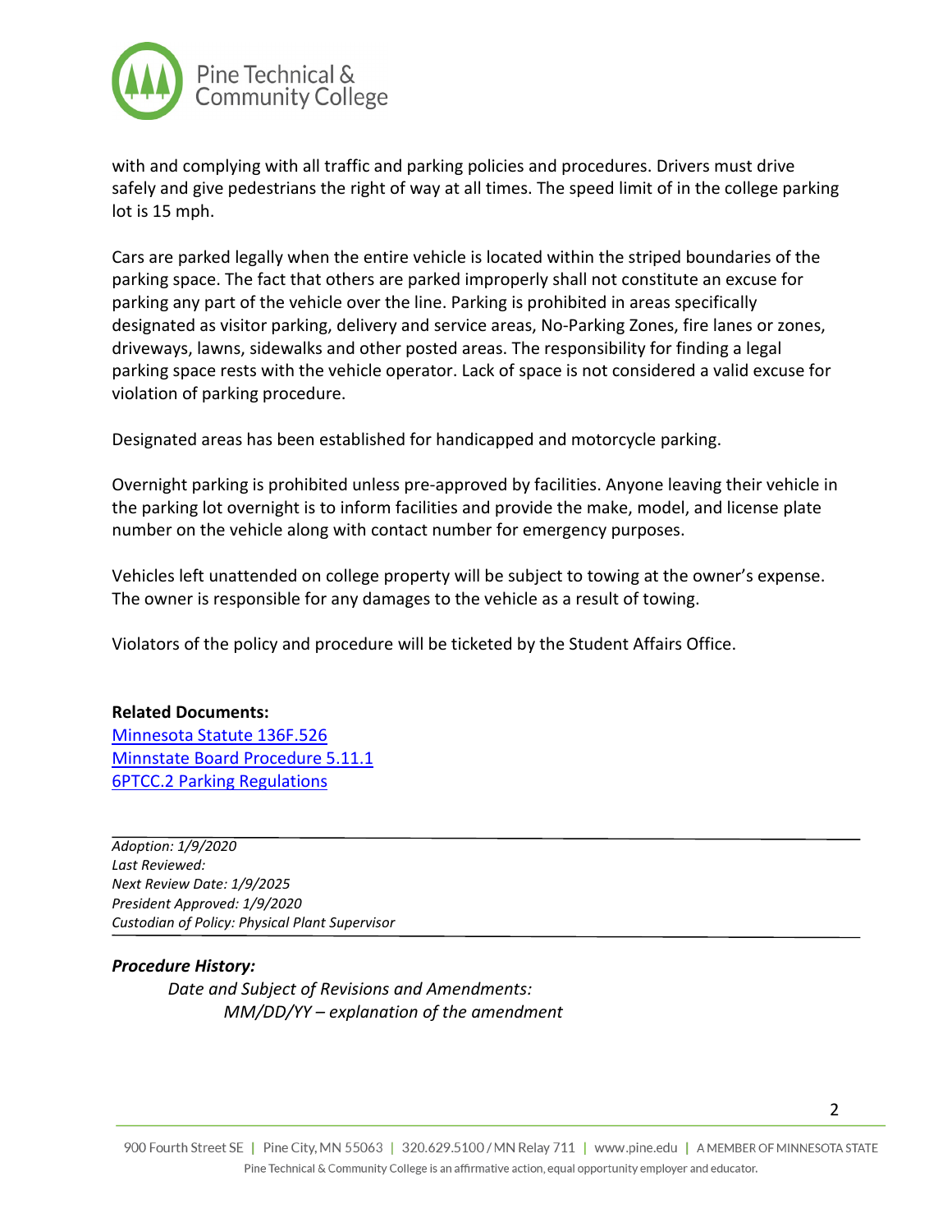with and complying with all traffic and parking policies and procedures. Drivers must drive safely and give pedestrians the right of way at all times. The speed limit of in the college parking lot is 15 mph.

Cars are parked legally when the entire vehicle is located within the striped boundaries of the parking space. The fact that others are parked improperly shall not constitute an excuse for parking any part of the vehicle over the line. Parking is prohibited in areas specifically designated as visitor parking, delivery and service areas, No-Parking Zones, fire lanes or zones, driveways, lawns, sidewalks and other posted areas. The responsibility for finding a legal parking space rests with the vehicle operator. Lack of space is not considered a valid excuse for violation of parking procedure.

Designated areas has been established for handicapped and motorcycle parking.

Overnight parking is prohibited unless pre-approved by facilities. Anyone leaving their vehicle in the parking lot overnight is to inform facilities and provide the make, model, and license plate number on the vehicle along with contact number for emergency purposes.

Vehicles left unattended on college property will be subject to towing at the owner's expense. The owner is responsible for any damages to the vehicle as a result of towing.

Violators of the policy and procedure will be ticketed by the Student Affairs Office.

**Related Documents:**
[Minnesota Statute 136F.526]
[Minnstate Board Procedure 5.11.1]
[6PTCC.2 Parking Regulations]

---

*Adoption: 1/9/2020*
*Last Reviewed:*
*Next Review Date: 1/9/2025*
*President Approved: 1/9/2020*
*Custodian of Policy: Physical Plant Supervisor*

---

***Procedure History:***

*Date and Subject of Revisions and Amendments:*

*MM/DD/YY – explanation of the amendment*